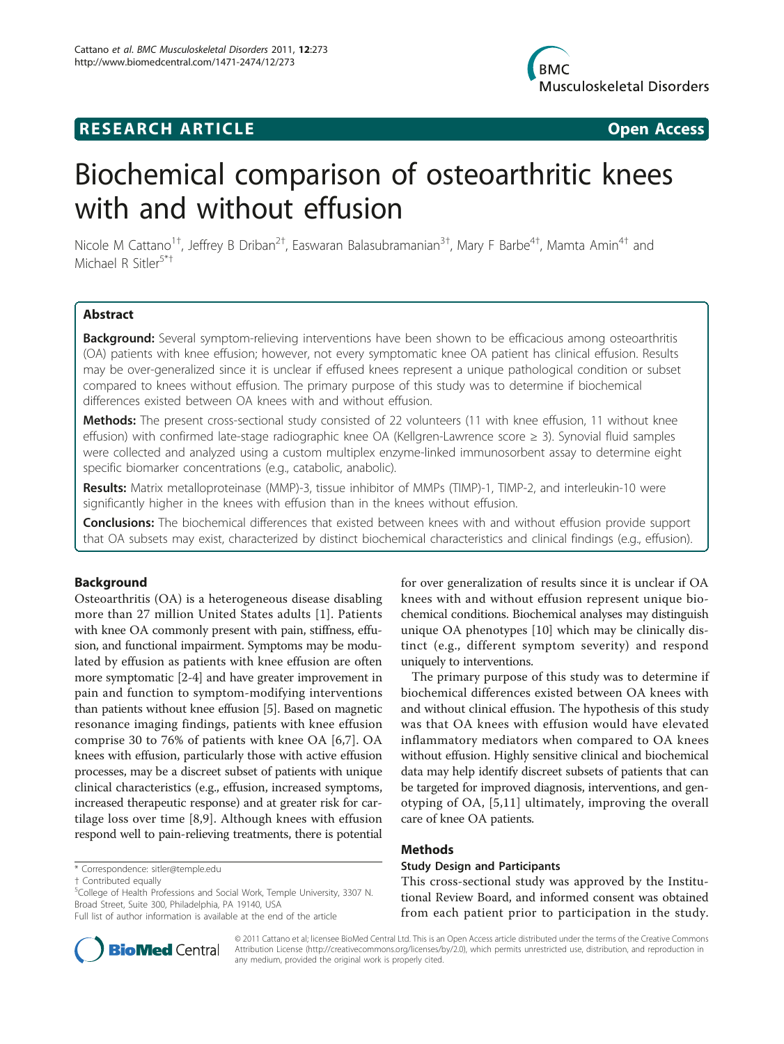RESEARCH ARTICLE Open Access

# Biochemical comparison of osteoarthritic knees with and without effusion

Nicole M Cattano[1†], Jeffrey B Driban[2†], Easwaran Balasubramanian[3†], Mary F Barbe[4†], Mamta Amin[4†] and Michael R Sitler[5*†]

## Abstract

**Background:** Several symptom-relieving interventions have been shown to be efficacious among osteoarthritis (OA) patients with knee effusion; however, not every symptomatic knee OA patient has clinical effusion. Results may be over-generalized since it is unclear if effused knees represent a unique pathological condition or subset compared to knees without effusion. The primary purpose of this study was to determine if biochemical differences existed between OA knees with and without effusion.

**Methods:** The present cross-sectional study consisted of 22 volunteers (11 with knee effusion, 11 without knee effusion) with confirmed late-stage radiographic knee OA (Kellgren-Lawrence score ≥ 3). Synovial fluid samples were collected and analyzed using a custom multiplex enzyme-linked immunosorbent assay to determine eight specific biomarker concentrations (e.g., catabolic, anabolic).

**Results:** Matrix metalloproteinase (MMP)-3, tissue inhibitor of MMPs (TIMP)-1, TIMP-2, and interleukin-10 were significantly higher in the knees with effusion than in the knees without effusion.

**Conclusions:** The biochemical differences that existed between knees with and without effusion provide support that OA subsets may exist, characterized by distinct biochemical characteristics and clinical findings (e.g., effusion).

## Background

Osteoarthritis (OA) is a heterogeneous disease disabling more than 27 million United States adults [1]. Patients with knee OA commonly present with pain, stiffness, effusion, and functional impairment. Symptoms may be modulated by effusion as patients with knee effusion are often more symptomatic [2-4] and have greater improvement in pain and function to symptom-modifying interventions than patients without knee effusion [5]. Based on magnetic resonance imaging findings, patients with knee effusion comprise 30 to 76% of patients with knee OA [6,7]. OA knees with effusion, particularly those with active effusion processes, may be a discreet subset of patients with unique clinical characteristics (e.g., effusion, increased symptoms, increased therapeutic response) and at greater risk for cartilage loss over time [8,9]. Although knees with effusion respond well to pain-relieving treatments, there is potential for over generalization of results since it is unclear if OA knees with and without effusion represent unique biochemical conditions. Biochemical analyses may distinguish unique OA phenotypes [10] which may be clinically distinct (e.g., different symptom severity) and respond uniquely to interventions.

The primary purpose of this study was to determine if biochemical differences existed between OA knees with and without clinical effusion. The hypothesis of this study was that OA knees with effusion would have elevated inflammatory mediators when compared to OA knees without effusion. Highly sensitive clinical and biochemical data may help identify discreet subsets of patients that can be targeted for improved diagnosis, interventions, and genotyping of OA, [5,11] ultimately, improving the overall care of knee OA patients.

## Methods

### Study Design and Participants

This cross-sectional study was approved by the Institutional Review Board, and informed consent was obtained from each patient prior to participation in the study.

* Correspondence: sitler@temple.edu
† Contributed equally
[5]College of Health Professions and Social Work, Temple University, 3307 N. Broad Street, Suite 300, Philadelphia, PA 19140, USA
Full list of author information is available at the end of the article

© 2011 Cattano et al; licensee BioMed Central Ltd. This is an Open Access article distributed under the terms of the Creative Commons Attribution License (http://creativecommons.org/licenses/by/2.0), which permits unrestricted use, distribution, and reproduction in any medium, provided the original work is properly cited.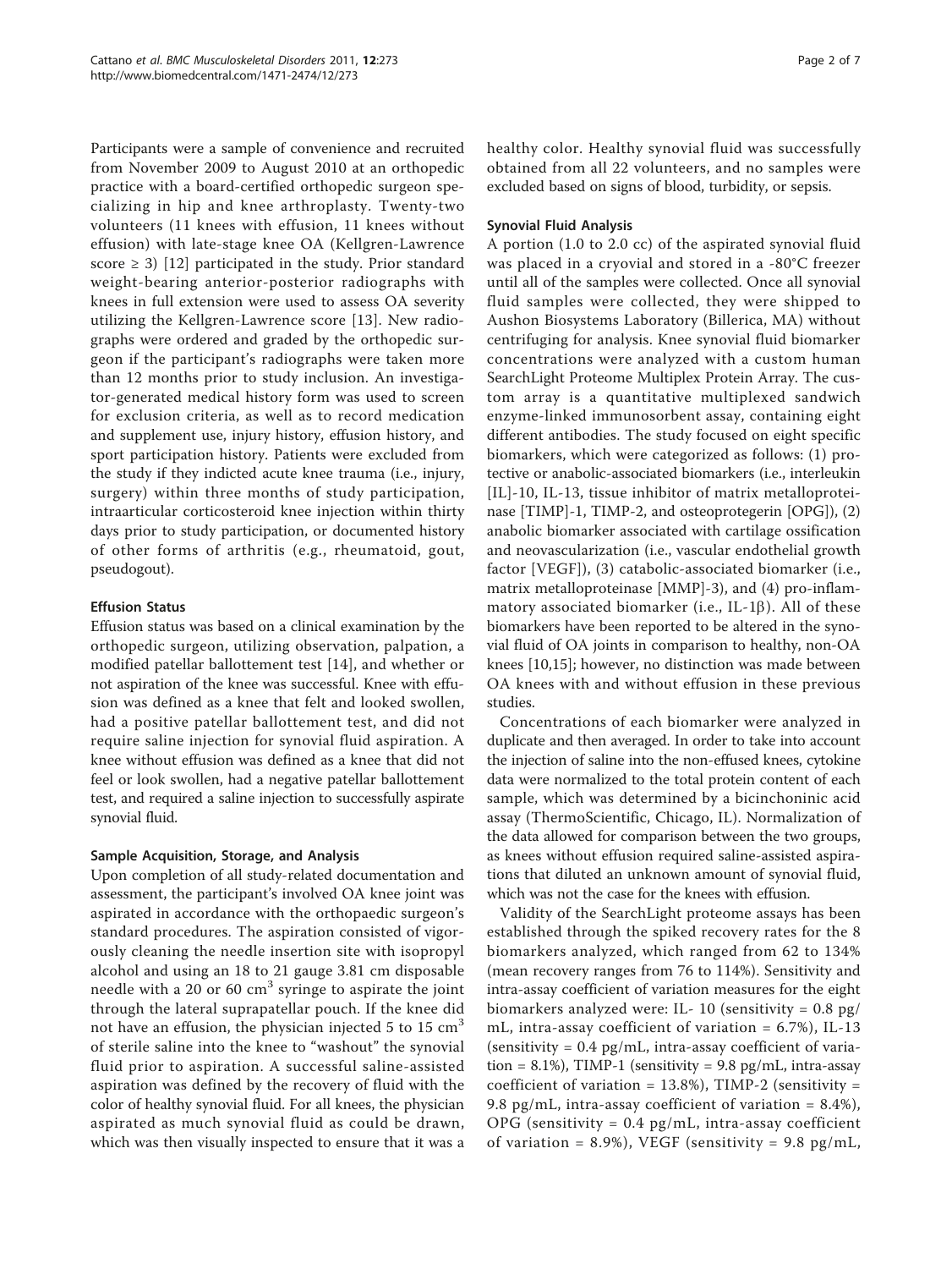Participants were a sample of convenience and recruited from November 2009 to August 2010 at an orthopedic practice with a board-certified orthopedic surgeon specializing in hip and knee arthroplasty. Twenty-two volunteers (11 knees with effusion, 11 knees without effusion) with late-stage knee OA (Kellgren-Lawrence score ≥ 3) [12] participated in the study. Prior standard weight-bearing anterior-posterior radiographs with knees in full extension were used to assess OA severity utilizing the Kellgren-Lawrence score [13]. New radiographs were ordered and graded by the orthopedic surgeon if the participant's radiographs were taken more than 12 months prior to study inclusion. An investigator-generated medical history form was used to screen for exclusion criteria, as well as to record medication and supplement use, injury history, effusion history, and sport participation history. Patients were excluded from the study if they indicted acute knee trauma (i.e., injury, surgery) within three months of study participation, intraarticular corticosteroid knee injection within thirty days prior to study participation, or documented history of other forms of arthritis (e.g., rheumatoid, gout, pseudogout).

### Effusion Status

Effusion status was based on a clinical examination by the orthopedic surgeon, utilizing observation, palpation, a modified patellar ballottement test [14], and whether or not aspiration of the knee was successful. Knee with effusion was defined as a knee that felt and looked swollen, had a positive patellar ballottement test, and did not require saline injection for synovial fluid aspiration. A knee without effusion was defined as a knee that did not feel or look swollen, had a negative patellar ballottement test, and required a saline injection to successfully aspirate synovial fluid.

### Sample Acquisition, Storage, and Analysis

Upon completion of all study-related documentation and assessment, the participant's involved OA knee joint was aspirated in accordance with the orthopaedic surgeon's standard procedures. The aspiration consisted of vigorously cleaning the needle insertion site with isopropyl alcohol and using an 18 to 21 gauge 3.81 cm disposable needle with a 20 or 60 $cm^3$ syringe to aspirate the joint through the lateral suprapatellar pouch. If the knee did not have an effusion, the physician injected 5 to 15 $cm^3$ of sterile saline into the knee to "washout" the synovial fluid prior to aspiration. A successful saline-assisted aspiration was defined by the recovery of fluid with the color of healthy synovial fluid. For all knees, the physician aspirated as much synovial fluid as could be drawn, which was then visually inspected to ensure that it was a healthy color. Healthy synovial fluid was successfully obtained from all 22 volunteers, and no samples were excluded based on signs of blood, turbidity, or sepsis.

### Synovial Fluid Analysis

A portion (1.0 to 2.0 cc) of the aspirated synovial fluid was placed in a cryovial and stored in a -80°C freezer until all of the samples were collected. Once all synovial fluid samples were collected, they were shipped to Aushon Biosystems Laboratory (Billerica, MA) without centrifuging for analysis. Knee synovial fluid biomarker concentrations were analyzed with a custom human SearchLight Proteome Multiplex Protein Array. The custom array is a quantitative multiplexed sandwich enzyme-linked immunosorbent assay, containing eight different antibodies. The study focused on eight specific biomarkers, which were categorized as follows: (1) protective or anabolic-associated biomarkers (i.e., interleukin [IL]-10, IL-13, tissue inhibitor of matrix metalloproteinase [TIMP]-1, TIMP-2, and osteoprotegerin [OPG]), (2) anabolic biomarker associated with cartilage ossification and neovascularization (i.e., vascular endothelial growth factor [VEGF]), (3) catabolic-associated biomarker (i.e., matrix metalloproteinase [MMP]-3), and (4) pro-inflammatory associated biomarker (i.e., IL-1β). All of these biomarkers have been reported to be altered in the synovial fluid of OA joints in comparison to healthy, non-OA knees [10,15]; however, no distinction was made between OA knees with and without effusion in these previous studies.

Concentrations of each biomarker were analyzed in duplicate and then averaged. In order to take into account the injection of saline into the non-effused knees, cytokine data were normalized to the total protein content of each sample, which was determined by a bicinchoninic acid assay (ThermoScientific, Chicago, IL). Normalization of the data allowed for comparison between the two groups, as knees without effusion required saline-assisted aspirations that diluted an unknown amount of synovial fluid, which was not the case for the knees with effusion.

Validity of the SearchLight proteome assays has been established through the spiked recovery rates for the 8 biomarkers analyzed, which ranged from 62 to 134% (mean recovery ranges from 76 to 114%). Sensitivity and intra-assay coefficient of variation measures for the eight biomarkers analyzed were: IL- 10 (sensitivity = 0.8 pg/mL, intra-assay coefficient of variation = 6.7%), IL-13 (sensitivity = 0.4 pg/mL, intra-assay coefficient of variation = 8.1%), TIMP-1 (sensitivity = 9.8 pg/mL, intra-assay coefficient of variation = 13.8%), TIMP-2 (sensitivity = 9.8 pg/mL, intra-assay coefficient of variation = 8.4%), OPG (sensitivity = 0.4 pg/mL, intra-assay coefficient of variation = 8.9%), VEGF (sensitivity = 9.8 pg/mL,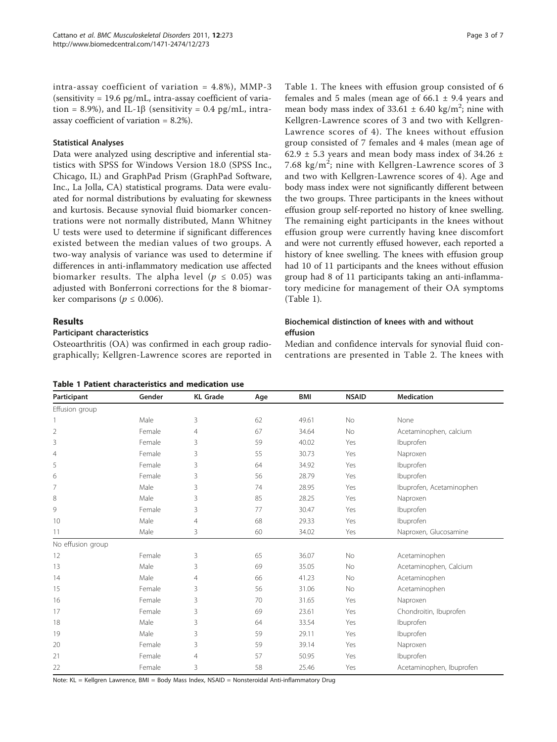intra-assay coefficient of variation = 4.8%), MMP-3 (sensitivity = 19.6 pg/mL, intra-assay coefficient of variation = 8.9%), and IL-1β (sensitivity = 0.4 pg/mL, intra-assay coefficient of variation = 8.2%).

### Statistical Analyses

Data were analyzed using descriptive and inferential statistics with SPSS for Windows Version 18.0 (SPSS Inc., Chicago, IL) and GraphPad Prism (GraphPad Software, Inc., La Jolla, CA) statistical programs. Data were evaluated for normal distributions by evaluating for skewness and kurtosis. Because synovial fluid biomarker concentrations were not normally distributed, Mann Whitney U tests were used to determine if significant differences existed between the median values of two groups. A two-way analysis of variance was used to determine if differences in anti-inflammatory medication use affected biomarker results. The alpha level ($p \leq 0.05$) was adjusted with Bonferroni corrections for the 8 biomarker comparisons ($p \leq 0.006$).

## Results

### Participant characteristics

Osteoarthritis (OA) was confirmed in each group radiographically; Kellgren-Lawrence scores are reported in Table 1. The knees with effusion group consisted of 6 females and 5 males (mean age of 66.1 ± 9.4 years and mean body mass index of 33.61 ± 6.40 kg/m$^2$; nine with Kellgren-Lawrence scores of 3 and two with Kellgren-Lawrence scores of 4). The knees without effusion group consisted of 7 females and 4 males (mean age of 62.9 ± 5.3 years and mean body mass index of 34.26 ± 7.68 kg/m$^2$; nine with Kellgren-Lawrence scores of 3 and two with Kellgren-Lawrence scores of 4). Age and body mass index were not significantly different between the two groups. Three participants in the knees without effusion group self-reported no history of knee swelling. The remaining eight participants in the knees without effusion group were currently having knee discomfort and were not currently effused however, each reported a history of knee swelling. The knees with effusion group had 10 of 11 participants and the knees without effusion group had 8 of 11 participants taking an anti-inflammatory medicine for management of their OA symptoms (Table 1).

### Biochemical distinction of knees with and without effusion

Median and confidence intervals for synovial fluid concentrations are presented in Table 2. The knees with

**Table 1 Patient characteristics and medication use**

| Participant | Gender | KL Grade | Age | BMI | NSAID | Medication |
|---|---|---|---|---|---|---|
| Effusion group | | | | | | |
| 1 | Male | 3 | 62 | 49.61 | No | None |
| 2 | Female | 4 | 67 | 34.64 | No | Acetaminophen, calcium |
| 3 | Female | 3 | 59 | 40.02 | Yes | Ibuprofen |
| 4 | Female | 3 | 55 | 30.73 | Yes | Naproxen |
| 5 | Female | 3 | 64 | 34.92 | Yes | Ibuprofen |
| 6 | Female | 3 | 56 | 28.79 | Yes | Ibuprofen |
| 7 | Male | 3 | 74 | 28.95 | Yes | Ibuprofen, Acetaminophen |
| 8 | Male | 3 | 85 | 28.25 | Yes | Naproxen |
| 9 | Female | 3 | 77 | 30.47 | Yes | Ibuprofen |
| 10 | Male | 4 | 68 | 29.33 | Yes | Ibuprofen |
| 11 | Male | 3 | 60 | 34.02 | Yes | Naproxen, Glucosamine |
| No effusion group | | | | | | |
| 12 | Female | 3 | 65 | 36.07 | No | Acetaminophen |
| 13 | Male | 3 | 69 | 35.05 | No | Acetaminophen, Calcium |
| 14 | Male | 4 | 66 | 41.23 | No | Acetaminophen |
| 15 | Female | 3 | 56 | 31.06 | No | Acetaminophen |
| 16 | Female | 3 | 70 | 31.65 | Yes | Naproxen |
| 17 | Female | 3 | 69 | 23.61 | Yes | Chondroitin, Ibuprofen |
| 18 | Male | 3 | 64 | 33.54 | Yes | Ibuprofen |
| 19 | Male | 3 | 59 | 29.11 | Yes | Ibuprofen |
| 20 | Female | 3 | 59 | 39.14 | Yes | Naproxen |
| 21 | Female | 4 | 57 | 50.95 | Yes | Ibuprofen |
| 22 | Female | 3 | 58 | 25.46 | Yes | Acetaminophen, Ibuprofen |

Note: KL = Kellgren Lawrence, BMI = Body Mass Index, NSAID = Nonsteroidal Anti-inflammatory Drug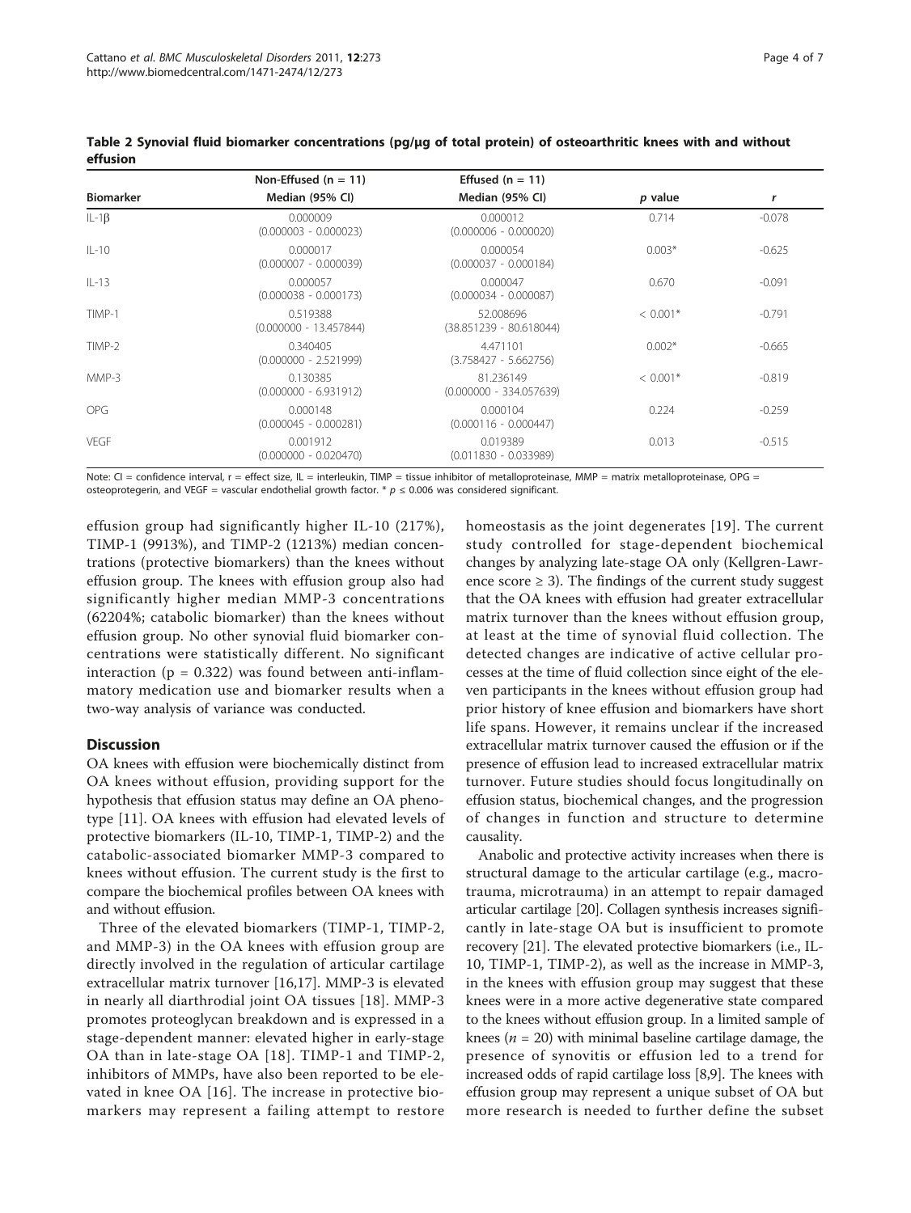**Table 2 Synovial fluid biomarker concentrations (pg/μg of total protein) of osteoarthritic knees with and without effusion**

| Biomarker | Non-Effused (n = 11) Median (95% CI) | Effused (n = 11) Median (95% CI) | *p* value | *r* |
|---|---|---|---|---|
| IL-1β | 0.000009 (0.000003 - 0.000023) | 0.000012 (0.000006 - 0.000020) | 0.714 | -0.078 |
| IL-10 | 0.000017 (0.000007 - 0.000039) | 0.000054 (0.000037 - 0.000184) | 0.003* | -0.625 |
| IL-13 | 0.000057 (0.000038 - 0.000173) | 0.000047 (0.000034 - 0.000087) | 0.670 | -0.091 |
| TIMP-1 | 0.519388 (0.000000 - 13.457844) | 52.008696 (38.851239 - 80.618044) | < 0.001* | -0.791 |
| TIMP-2 | 0.340405 (0.000000 - 2.521999) | 4.471101 (3.758427 - 5.662756) | 0.002* | -0.665 |
| MMP-3 | 0.130385 (0.000000 - 6.931912) | 81.236149 (0.000000 - 334.057639) | < 0.001* | -0.819 |
| OPG | 0.000148 (0.000045 - 0.000281) | 0.000104 (0.000116 - 0.000447) | 0.224 | -0.259 |
| VEGF | 0.001912 (0.000000 - 0.020470) | 0.019389 (0.011830 - 0.033989) | 0.013 | -0.515 |

Note: CI = confidence interval, r = effect size, IL = interleukin, TIMP = tissue inhibitor of metalloproteinase, MMP = matrix metalloproteinase, OPG = osteoprotegerin, and VEGF = vascular endothelial growth factor. * $p \leq 0.006$ was considered significant.

effusion group had significantly higher IL-10 (217%), TIMP-1 (9913%), and TIMP-2 (1213%) median concentrations (protective biomarkers) than the knees without effusion group. The knees with effusion group also had significantly higher median MMP-3 concentrations (62204%; catabolic biomarker) than the knees without effusion group. No other synovial fluid biomarker concentrations were statistically different. No significant interaction ($p = 0.322$) was found between anti-inflammatory medication use and biomarker results when a two-way analysis of variance was conducted.

## Discussion

OA knees with effusion were biochemically distinct from OA knees without effusion, providing support for the hypothesis that effusion status may define an OA phenotype [11]. OA knees with effusion had elevated levels of protective biomarkers (IL-10, TIMP-1, TIMP-2) and the catabolic-associated biomarker MMP-3 compared to knees without effusion. The current study is the first to compare the biochemical profiles between OA knees with and without effusion.

Three of the elevated biomarkers (TIMP-1, TIMP-2, and MMP-3) in the OA knees with effusion group are directly involved in the regulation of articular cartilage extracellular matrix turnover [16,17]. MMP-3 is elevated in nearly all diarthrodial joint OA tissues [18]. MMP-3 promotes proteoglycan breakdown and is expressed in a stage-dependent manner: elevated higher in early-stage OA than in late-stage OA [18]. TIMP-1 and TIMP-2, inhibitors of MMPs, have also been reported to be elevated in knee OA [16]. The increase in protective biomarkers may represent a failing attempt to restore homeostasis as the joint degenerates [19]. The current study controlled for stage-dependent biochemical changes by analyzing late-stage OA only (Kellgren-Lawrence score ≥ 3). The findings of the current study suggest that the OA knees with effusion had greater extracellular matrix turnover than the knees without effusion group, at least at the time of synovial fluid collection. The detected changes are indicative of active cellular processes at the time of fluid collection since eight of the eleven participants in the knees without effusion group had prior history of knee effusion and biomarkers have short life spans. However, it remains unclear if the increased extracellular matrix turnover caused the effusion or if the presence of effusion lead to increased extracellular matrix turnover. Future studies should focus longitudinally on effusion status, biochemical changes, and the progression of changes in function and structure to determine causality.

Anabolic and protective activity increases when there is structural damage to the articular cartilage (e.g., macrotrauma, microtrauma) in an attempt to repair damaged articular cartilage [20]. Collagen synthesis increases significantly in late-stage OA but is insufficient to promote recovery [21]. The elevated protective biomarkers (i.e., IL-10, TIMP-1, TIMP-2), as well as the increase in MMP-3, in the knees with effusion group may suggest that these knees were in a more active degenerative state compared to the knees without effusion group. In a limited sample of knees ($n = 20$) with minimal baseline cartilage damage, the presence of synovitis or effusion led to a trend for increased odds of rapid cartilage loss [8,9]. The knees with effusion group may represent a unique subset of OA but more research is needed to further define the subset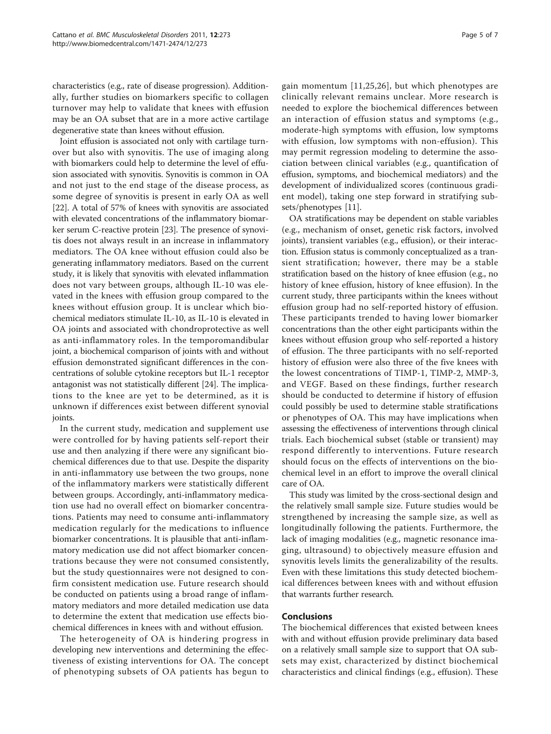characteristics (e.g., rate of disease progression). Additionally, further studies on biomarkers specific to collagen turnover may help to validate that knees with effusion may be an OA subset that are in a more active cartilage degenerative state than knees without effusion.

Joint effusion is associated not only with cartilage turnover but also with synovitis. The use of imaging along with biomarkers could help to determine the level of effusion associated with synovitis. Synovitis is common in OA and not just to the end stage of the disease process, as some degree of synovitis is present in early OA as well [22]. A total of 57% of knees with synovitis are associated with elevated concentrations of the inflammatory biomarker serum C-reactive protein [23]. The presence of synovitis does not always result in an increase in inflammatory mediators. The OA knee without effusion could also be generating inflammatory mediators. Based on the current study, it is likely that synovitis with elevated inflammation does not vary between groups, although IL-10 was elevated in the knees with effusion group compared to the knees without effusion group. It is unclear which biochemical mediators stimulate IL-10, as IL-10 is elevated in OA joints and associated with chondroprotective as well as anti-inflammatory roles. In the temporomandibular joint, a biochemical comparison of joints with and without effusion demonstrated significant differences in the concentrations of soluble cytokine receptors but IL-1 receptor antagonist was not statistically different [24]. The implications to the knee are yet to be determined, as it is unknown if differences exist between different synovial joints.

In the current study, medication and supplement use were controlled for by having patients self-report their use and then analyzing if there were any significant biochemical differences due to that use. Despite the disparity in anti-inflammatory use between the two groups, none of the inflammatory markers were statistically different between groups. Accordingly, anti-inflammatory medication use had no overall effect on biomarker concentrations. Patients may need to consume anti-inflammatory medication regularly for the medications to influence biomarker concentrations. It is plausible that anti-inflammatory medication use did not affect biomarker concentrations because they were not consumed consistently, but the study questionnaires were not designed to confirm consistent medication use. Future research should be conducted on patients using a broad range of inflammatory mediators and more detailed medication use data to determine the extent that medication use effects biochemical differences in knees with and without effusion.

The heterogeneity of OA is hindering progress in developing new interventions and determining the effectiveness of existing interventions for OA. The concept of phenotyping subsets of OA patients has begun to gain momentum [11,25,26], but which phenotypes are clinically relevant remains unclear. More research is needed to explore the biochemical differences between an interaction of effusion status and symptoms (e.g., moderate-high symptoms with effusion, low symptoms with effusion, low symptoms with non-effusion). This may permit regression modeling to determine the association between clinical variables (e.g., quantification of effusion, symptoms, and biochemical mediators) and the development of individualized scores (continuous gradient model), taking one step forward in stratifying subsets/phenotypes [11].

OA stratifications may be dependent on stable variables (e.g., mechanism of onset, genetic risk factors, involved joints), transient variables (e.g., effusion), or their interaction. Effusion status is commonly conceptualized as a transient stratification; however, there may be a stable stratification based on the history of knee effusion (e.g., no history of knee effusion, history of knee effusion). In the current study, three participants within the knees without effusion group had no self-reported history of effusion. These participants trended to having lower biomarker concentrations than the other eight participants within the knees without effusion group who self-reported a history of effusion. The three participants with no self-reported history of effusion were also three of the five knees with the lowest concentrations of TIMP-1, TIMP-2, MMP-3, and VEGF. Based on these findings, further research should be conducted to determine if history of effusion could possibly be used to determine stable stratifications or phenotypes of OA. This may have implications when assessing the effectiveness of interventions through clinical trials. Each biochemical subset (stable or transient) may respond differently to interventions. Future research should focus on the effects of interventions on the biochemical level in an effort to improve the overall clinical care of OA.

This study was limited by the cross-sectional design and the relatively small sample size. Future studies would be strengthened by increasing the sample size, as well as longitudinally following the patients. Furthermore, the lack of imaging modalities (e.g., magnetic resonance imaging, ultrasound) to objectively measure effusion and synovitis levels limits the generalizability of the results. Even with these limitations this study detected biochemical differences between knees with and without effusion that warrants further research.

## Conclusions

The biochemical differences that existed between knees with and without effusion provide preliminary data based on a relatively small sample size to support that OA subsets may exist, characterized by distinct biochemical characteristics and clinical findings (e.g., effusion). These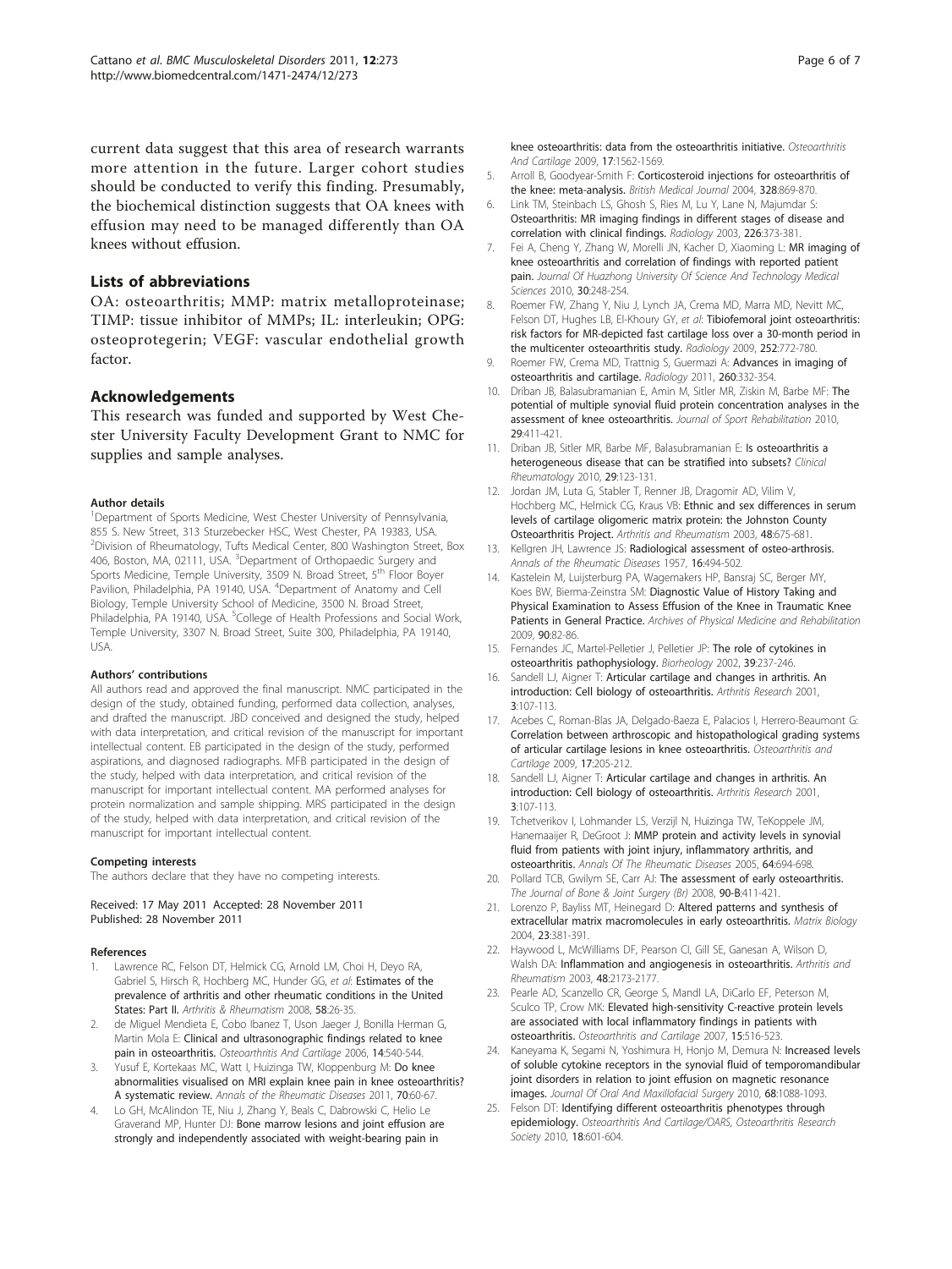current data suggest that this area of research warrants more attention in the future. Larger cohort studies should be conducted to verify this finding. Presumably, the biochemical distinction suggests that OA knees with effusion may need to be managed differently than OA knees without effusion.

## Lists of abbreviations

OA: osteoarthritis; MMP: matrix metalloproteinase; TIMP: tissue inhibitor of MMPs; IL: interleukin; OPG: osteoprotegerin; VEGF: vascular endothelial growth factor.

## Acknowledgements

This research was funded and supported by West Chester University Faculty Development Grant to NMC for supplies and sample analyses.

#### Author details

[1]Department of Sports Medicine, West Chester University of Pennsylvania, 855 S. New Street, 313 Sturzebecker HSC, West Chester, PA 19383, USA. [2]Division of Rheumatology, Tufts Medical Center, 800 Washington Street, Box 406, Boston, MA, 02111, USA. [3]Department of Orthopaedic Surgery and Sports Medicine, Temple University, 3509 N. Broad Street, 5th Floor Boyer Pavilion, Philadelphia, PA 19140, USA. [4]Department of Anatomy and Cell Biology, Temple University School of Medicine, 3500 N. Broad Street, Philadelphia, PA 19140, USA. [5]College of Health Professions and Social Work, Temple University, 3307 N. Broad Street, Suite 300, Philadelphia, PA 19140, USA.

#### Authors' contributions

All authors read and approved the final manuscript. NMC participated in the design of the study, obtained funding, performed data collection, analyses, and drafted the manuscript. JBD conceived and designed the study, helped with data interpretation, and critical revision of the manuscript for important intellectual content. EB participated in the design of the study, performed aspirations, and diagnosed radiographs. MFB participated in the design of the study, helped with data interpretation, and critical revision of the manuscript for important intellectual content. MA performed analyses for protein normalization and sample shipping. MRS participated in the design of the study, helped with data interpretation, and critical revision of the manuscript for important intellectual content.

#### Competing interests

The authors declare that they have no competing interests.

Received: 17 May 2011 Accepted: 28 November 2011
Published: 28 November 2011

#### References

1. Lawrence RC, Felson DT, Helmick CG, Arnold LM, Choi H, Deyo RA, Gabriel S, Hirsch R, Hochberg MC, Hunder GG, *et al*: **Estimates of the prevalence of arthritis and other rheumatic conditions in the United States: Part II.** *Arthritis & Rheumatism* 2008, **58**:26-35.
2. de Miguel Mendieta E, Cobo Ibanez T, Uson Jaeger J, Bonilla Herman G, Martin Mola E: **Clinical and ultrasonographic findings related to knee pain in osteoarthritis.** *Osteoarthritis And Cartilage* 2006, **14**:540-544.
3. Yusuf E, Kortekaas MC, Watt I, Huizinga TW, Kloppenburg M: **Do knee abnormalities visualised on MRI explain knee pain in knee osteoarthritis? A systematic review.** *Annals of the Rheumatic Diseases* 2011, **70**:60-67.
4. Lo GH, McAlindon TE, Niu J, Zhang Y, Beals C, Dabrowski C, Helio Le Graverand MP, Hunter DJ: **Bone marrow lesions and joint effusion are strongly and independently associated with weight-bearing pain in knee osteoarthritis: data from the osteoarthritis initiative.** *Osteoarthritis And Cartilage* 2009, **17**:1562-1569.
5. Arroll B, Goodyear-Smith F: **Corticosteroid injections for osteoarthritis of the knee: meta-analysis.** *British Medical Journal* 2004, **328**:869-870.
6. Link TM, Steinbach LS, Ghosh S, Ries M, Lu Y, Lane N, Majumdar S: **Osteoarthritis: MR imaging findings in different stages of disease and correlation with clinical findings.** *Radiology* 2003, **226**:373-381.
7. Fei A, Cheng Y, Zhang W, Morelli JN, Kacher D, Xiaoming L: **MR imaging of knee osteoarthritis and correlation of findings with reported patient pain.** *Journal Of Huazhong University Of Science And Technology Medical Sciences* 2010, **30**:248-254.
8. Roemer FW, Zhang Y, Niu J, Lynch JA, Crema MD, Marra MD, Nevitt MC, Felson DT, Hughes LB, El-Khoury GY, *et al*: **Tibiofemoral joint osteoarthritis: risk factors for MR-depicted fast cartilage loss over a 30-month period in the multicenter osteoarthritis study.** *Radiology* 2009, **252**:772-780.
9. Roemer FW, Crema MD, Trattnig S, Guermazi A: **Advances in imaging of osteoarthritis and cartilage.** *Radiology* 2011, **260**:332-354.
10. Driban JB, Balasubramanian E, Amin M, Sitler MR, Ziskin M, Barbe MF: **The potential of multiple synovial fluid protein concentration analyses in the assessment of knee osteoarthritis.** *Journal of Sport Rehabilitation* 2010, **29**:411-421.
11. Driban JB, Sitler MR, Barbe MF, Balasubramanian E: **Is osteoarthritis a heterogeneous disease that can be stratified into subsets?** *Clinical Rheumatology* 2010, **29**:123-131.
12. Jordan JM, Luta G, Stabler T, Renner JB, Dragomir AD, Vilim V, Hochberg MC, Helmick CG, Kraus VB: **Ethnic and sex differences in serum levels of cartilage oligomeric matrix protein: the Johnston County Osteoarthritis Project.** *Arthritis and Rheumatism* 2003, **48**:675-681.
13. Kellgren JH, Lawrence JS: **Radiological assessment of osteo-arthrosis.** *Annals of the Rheumatic Diseases* 1957, **16**:494-502.
14. Kastelein M, Luijsterburg PA, Wagemakers HP, Bansraj SC, Berger MY, Koes BW, Bierma-Zeinstra SM: **Diagnostic Value of History Taking and Physical Examination to Assess Effusion of the Knee in Traumatic Knee Patients in General Practice.** *Archives of Physical Medicine and Rehabilitation* 2009, **90**:82-86.
15. Fernandes JC, Martel-Pelletier J, Pelletier JP: **The role of cytokines in osteoarthritis pathophysiology.** *Biorheology* 2002, **39**:237-246.
16. Sandell LJ, Aigner T: **Articular cartilage and changes in arthritis. An introduction: Cell biology of osteoarthritis.** *Arthritis Research* 2001, **3**:107-113.
17. Acebes C, Roman-Blas JA, Delgado-Baeza E, Palacios I, Herrero-Beaumont G: **Correlation between arthroscopic and histopathological grading systems of articular cartilage lesions in knee osteoarthritis.** *Osteoarthritis and Cartilage* 2009, **17**:205-212.
18. Sandell LJ, Aigner T: **Articular cartilage and changes in arthritis. An introduction: Cell biology of osteoarthritis.** *Arthritis Research* 2001, **3**:107-113.
19. Tchetverikov I, Lohmander LS, Verzijl N, Huizinga TW, TeKoppele JM, Hanemaaijer R, DeGroot J: **MMP protein and activity levels in synovial fluid from patients with joint injury, inflammatory arthritis, and osteoarthritis.** *Annals Of The Rheumatic Diseases* 2005, **64**:694-698.
20. Pollard TCB, Gwilym SE, Carr AJ: **The assessment of early osteoarthritis.** *The Journal of Bone & Joint Surgery (Br)* 2008, **90-B**:411-421.
21. Lorenzo P, Bayliss MT, Heinegard D: **Altered patterns and synthesis of extracellular matrix macromolecules in early osteoarthritis.** *Matrix Biology* 2004, **23**:381-391.
22. Haywood L, McWilliams DF, Pearson CI, Gill SE, Ganesan A, Wilson D, Walsh DA: **Inflammation and angiogenesis in osteoarthritis.** *Arthritis and Rheumatism* 2003, **48**:2173-2177.
23. Pearle AD, Scanzello CR, George S, Mandl LA, DiCarlo EF, Peterson M, Sculco TP, Crow MK: **Elevated high-sensitivity C-reactive protein levels are associated with local inflammatory findings in patients with osteoarthritis.** *Osteoarthritis and Cartilage* 2007, **15**:516-523.
24. Kaneyama K, Segami N, Yoshimura H, Honjo M, Demura N: **Increased levels of soluble cytokine receptors in the synovial fluid of temporomandibular joint disorders in relation to joint effusion on magnetic resonance images.** *Journal Of Oral And Maxillofacial Surgery* 2010, **68**:1088-1093.
25. Felson DT: **Identifying different osteoarthritis phenotypes through epidemiology.** *Osteoarthritis And Cartilage/OARS, Osteoarthritis Research Society* 2010, **18**:601-604.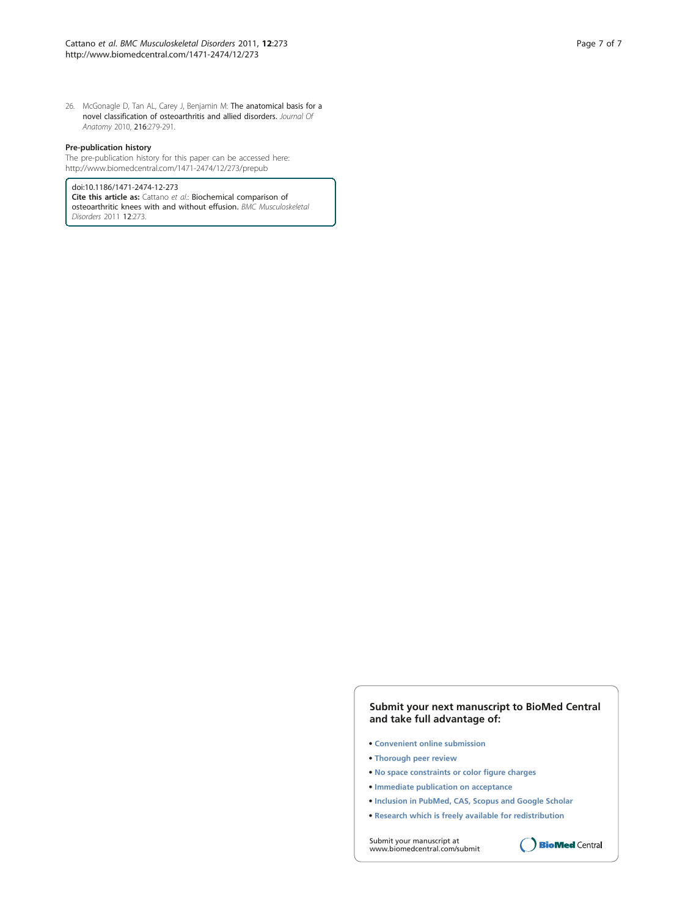26. McGonagle D, Tan AL, Carey J, Benjamin M: **The anatomical basis for a novel classification of osteoarthritis and allied disorders.** *Journal Of Anatomy* 2010, **216**:279-291.

**Pre-publication history**

The pre-publication history for this paper can be accessed here:
http://www.biomedcentral.com/1471-2474/12/273/prepub

doi:10.1186/1471-2474-12-273
**Cite this article as:** Cattano *et al.*: Biochemical comparison of osteoarthritic knees with and without effusion. *BMC Musculoskeletal Disorders* 2011 **12**:273.

**Submit your next manuscript to BioMed Central and take full advantage of:**

- **Convenient online submission**
- **Thorough peer review**
- **No space constraints or color figure charges**
- **Immediate publication on acceptance**
- **Inclusion in PubMed, CAS, Scopus and Google Scholar**
- **Research which is freely available for redistribution**

Submit your manuscript at
www.biomedcentral.com/submit

BioMed Central